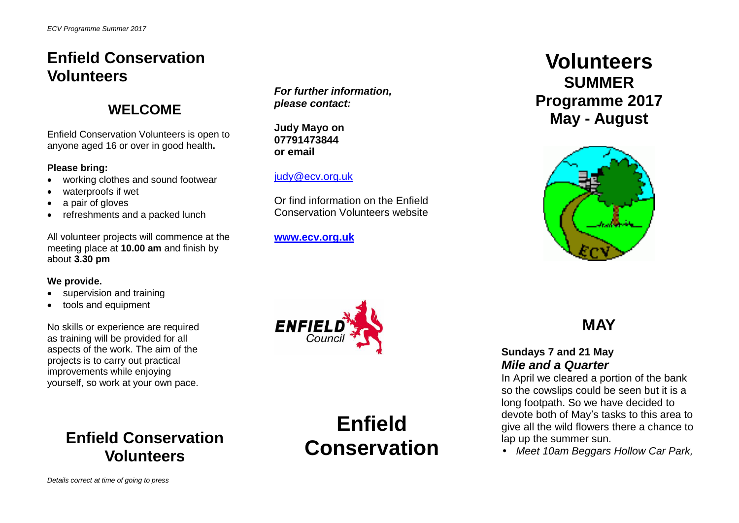# Enfield Conservation Volunteers

## WELCOME

Enfield Conservation Volunteers is open to anyone aged 16 or over in good health**.**

**Please bring:**

- working clothes and sound footwear
- waterproofs if wet
- a pair of gloves
- refreshments and a packed lunch

All volunteer projects will commence at the meeting place at **10.00 am** and finish by about **3.30 pm**

**We provide.**

- supervision and training
- tools and equipment

No skills or experience are required as training will be provided for all aspects of the work. The aim of the projects is to carry out practical improvements while enjoying yourself, so work at your own pace.

## Enfield Conservation Volunteers

*Details correct at time of going to press*

***For further information, please contact:***

**Judy Mayo on 07791473844 or email**

judy@ecv.org.uk

Or find information on the Enfield Conservation Volunteers website

**www.ecv.org.uk**

ENFIELD Council

# Enfield Conservation

# Volunteers

## SUMMER Programme 2017 May - August

## MAY

**Sundays 7 and 21 May**
***Mile and a Quarter***

In April we cleared a portion of the bank so the cowslips could be seen but it is a long footpath. So we have decided to devote both of May's tasks to this area to give all the wild flowers there a chance to lap up the summer sun.

- *Meet 10am Beggars Hollow Car Park,*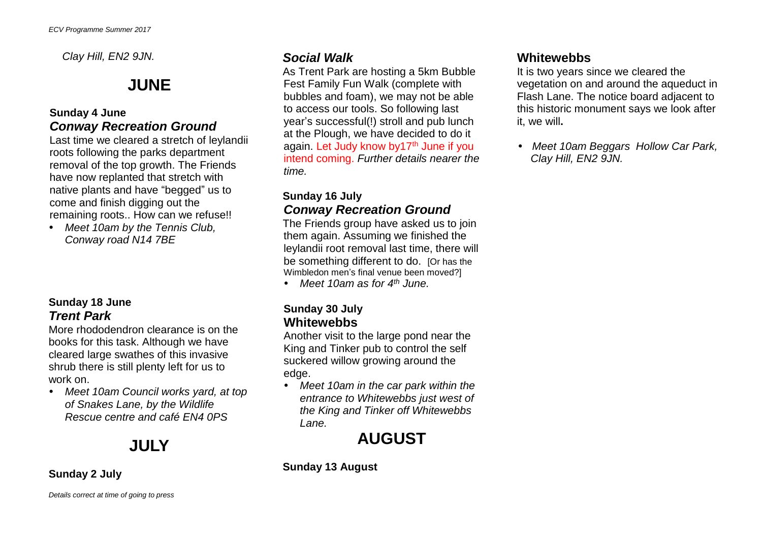*Clay Hill, EN2 9JN.*

# JUNE

**Sunday 4 June**
### *Conway Recreation Ground*

Last time we cleared a stretch of leylandii roots following the parks department removal of the top growth. The Friends have now replanted that stretch with native plants and have "begged" us to come and finish digging out the remaining roots.. How can we refuse!!

- *Meet 10am by the Tennis Club, Conway road N14 7BE*

**Sunday 18 June**
### *Trent Park*

More rhododendron clearance is on the books for this task. Although we have cleared large swathes of this invasive shrub there is still plenty left for us to work on.

- *Meet 10am Council works yard, at top of Snakes Lane, by the Wildlife Rescue centre and café EN4 0PS*

# JULY

**Sunday 2 July**

### *Social Walk*

As Trent Park are hosting a 5km Bubble Fest Family Fun Walk (complete with bubbles and foam), we may not be able to access our tools. So following last year's successful(!) stroll and pub lunch at the Plough, we have decided to do it again. Let Judy know by17th June if you intend coming. *Further details nearer the time.*

**Sunday 16 July**
### *Conway Recreation Ground*

The Friends group have asked us to join them again. Assuming we finished the leylandii root removal last time, there will be something different to do. [Or has the Wimbledon men's final venue been moved?]

- *Meet 10am as for 4th June.*

**Sunday 30 July**
### Whitewebbs

Another visit to the large pond near the King and Tinker pub to control the self suckered willow growing around the edge.

- *Meet 10am in the car park within the entrance to Whitewebbs just west of the King and Tinker off Whitewebbs Lane.*

# AUGUST

**Sunday 13 August**

### Whitewebbs

It is two years since we cleared the vegetation on and around the aqueduct in Flash Lane. The notice board adjacent to this historic monument says we look after it, we will**.**

- *Meet 10am Beggars Hollow Car Park, Clay Hill, EN2 9JN.*

*Details correct at time of going to press*